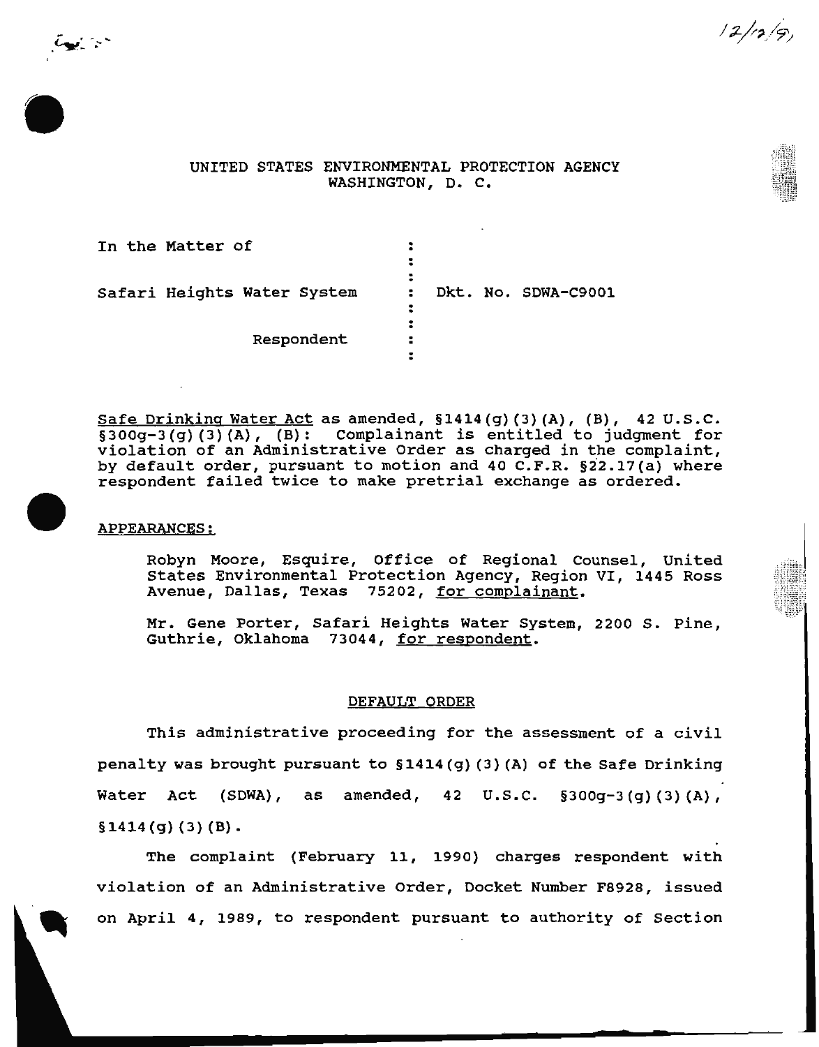# UNITED STATES ENVIRONMENTAL PROTECTION AGENCY
## WASHINGTON, D. C.

| | |
|---|---|
| In the Matter of | |
| Safari Heights Water System | Dkt. No. SDWA-C9001 |
| Respondent | |

Safe Drinking Water Act as amended, §1414(g)(3)(A), (B), 42 U.S.C. §300g-3(g)(3)(A), (B): Complainant is entitled to judgment for violation of an Administrative Order as charged in the complaint, by default order, pursuant to motion and 40 C.F.R. §22.17(a) where respondent failed twice to make pretrial exchange as ordered.

APPEARANCES:

Robyn Moore, Esquire, Office of Regional Counsel, United States Environmental Protection Agency, Region VI, 1445 Ross Avenue, Dallas, Texas 75202, for complainant.

Mr. Gene Porter, Safari Heights Water System, 2200 S. Pine, Guthrie, Oklahoma 73044, for respondent.

### DEFAULT ORDER

This administrative proceeding for the assessment of a civil penalty was brought pursuant to §1414(g)(3)(A) of the Safe Drinking Water Act (SDWA), as amended, 42 U.S.C. §300g-3(g)(3)(A), §1414(g)(3)(B).

The complaint (February 11, 1990) charges respondent with violation of an Administrative Order, Docket Number F8928, issued on April 4, 1989, to respondent pursuant to authority of Section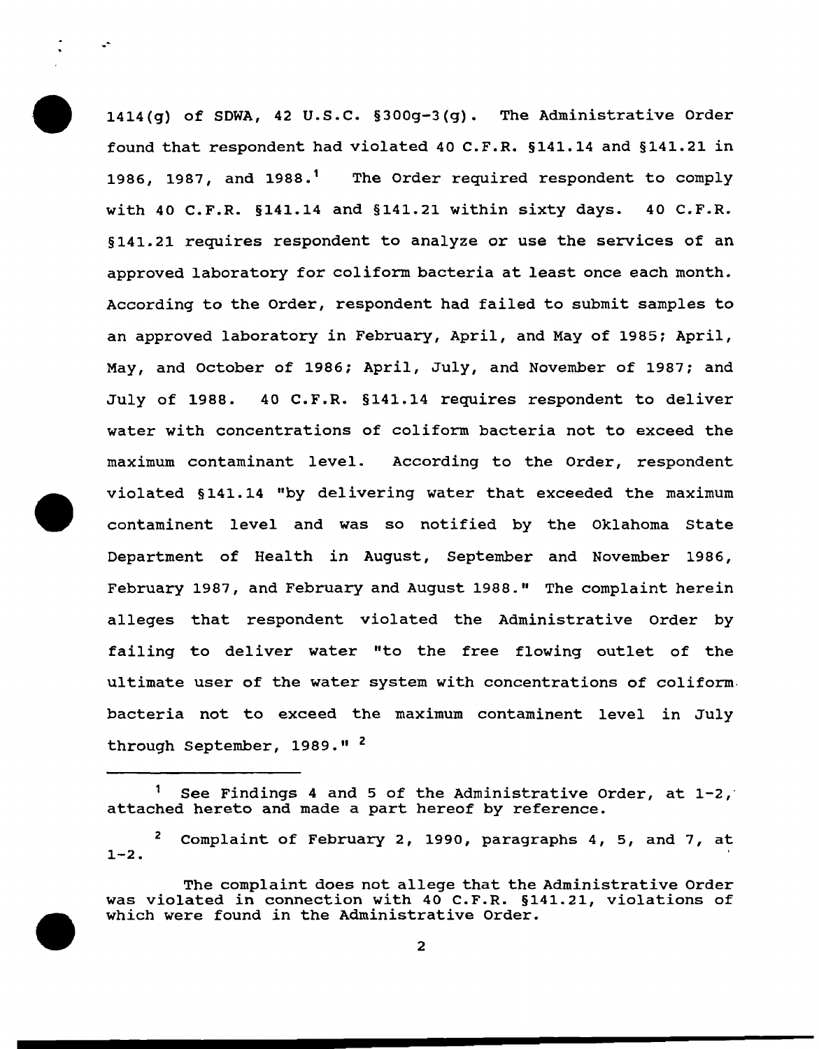1414(g) of SDWA, 42 U.S.C. §300g-3(g). The Administrative Order found that respondent had violated 40 C.F.R. §141.14 and §141.21 in 1986, 1987, and 1988.[1] The Order required respondent to comply with 40 C.F.R. §141.14 and §141.21 within sixty days. 40 C.F.R. §141.21 requires respondent to analyze or use the services of an approved laboratory for coliform bacteria at least once each month. According to the Order, respondent had failed to submit samples to an approved laboratory in February, April, and May of 1985; April, May, and October of 1986; April, July, and November of 1987; and July of 1988. 40 C.F.R. §141.14 requires respondent to deliver water with concentrations of coliform bacteria not to exceed the maximum contaminant level. According to the Order, respondent violated §141.14 "by delivering water that exceeded the maximum contaminent level and was so notified by the Oklahoma State Department of Health in August, September and November 1986, February 1987, and February and August 1988." The complaint herein alleges that respondent violated the Administrative Order by failing to deliver water "to the free flowing outlet of the ultimate user of the water system with concentrations of coliform bacteria not to exceed the maximum contaminent level in July through September, 1989." [2]

---

[1] See Findings 4 and 5 of the Administrative Order, at 1-2, attached hereto and made a part hereof by reference.

[2] Complaint of February 2, 1990, paragraphs 4, 5, and 7, at 1-2.

The complaint does not allege that the Administrative Order was violated in connection with 40 C.F.R. §141.21, violations of which were found in the Administrative Order.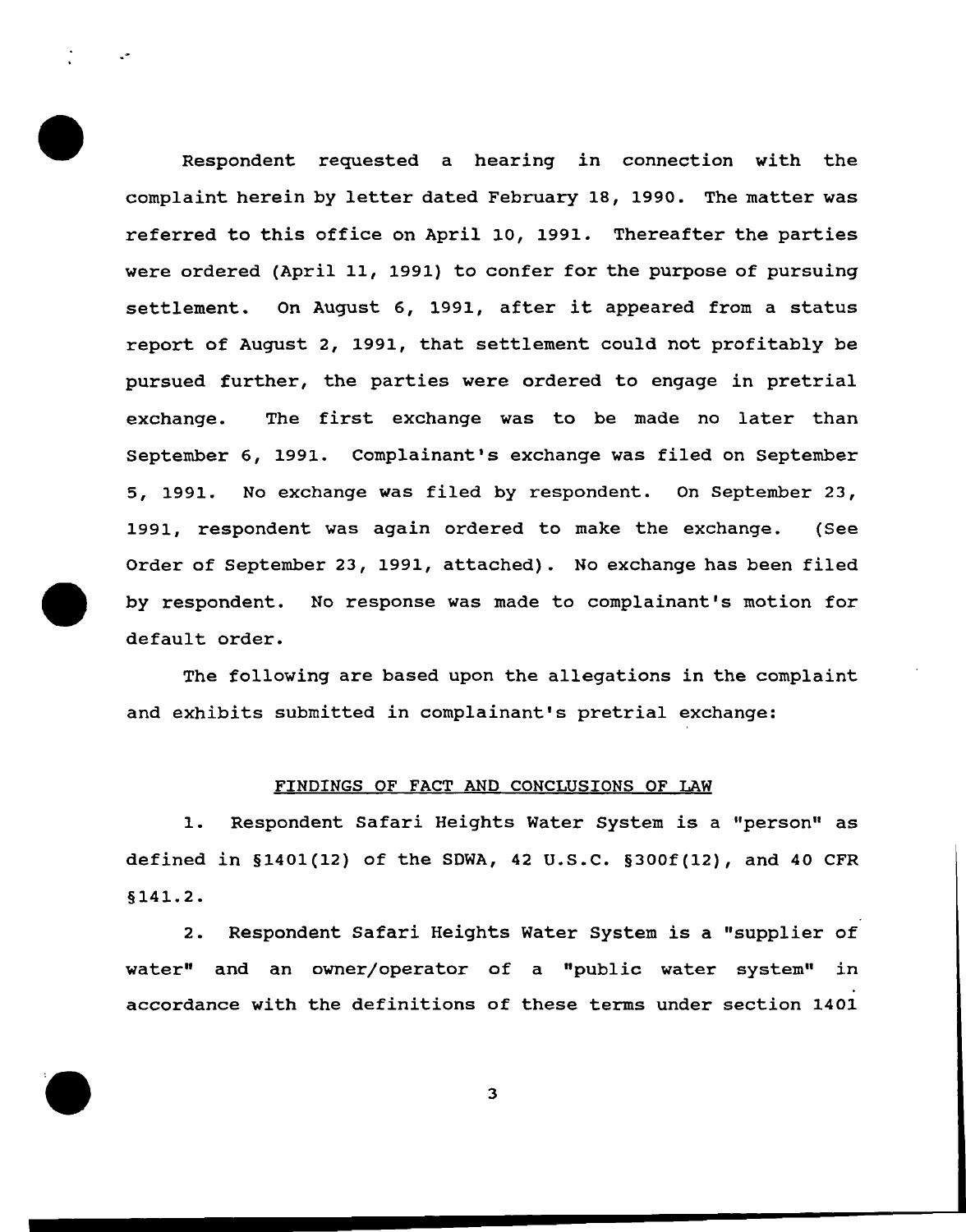Respondent requested a hearing in connection with the complaint herein by letter dated February 18, 1990. The matter was referred to this office on April 10, 1991. Thereafter the parties were ordered (April 11, 1991) to confer for the purpose of pursuing settlement. On August 6, 1991, after it appeared from a status report of August 2, 1991, that settlement could not profitably be pursued further, the parties were ordered to engage in pretrial exchange. The first exchange was to be made no later than September 6, 1991. Complainant's exchange was filed on September 5, 1991. No exchange was filed by respondent. On September 23, 1991, respondent was again ordered to make the exchange. (See Order of September 23, 1991, attached). No exchange has been filed by respondent. No response was made to complainant's motion for default order.

The following are based upon the allegations in the complaint and exhibits submitted in complainant's pretrial exchange:

FINDINGS OF FACT AND CONCLUSIONS OF LAW

1. Respondent Safari Heights Water System is a "person" as defined in §1401(12) of the SDWA, 42 U.S.C. §300f(12), and 40 CFR §141.2.

2. Respondent Safari Heights Water System is a "supplier of water" and an owner/operator of a "public water system" in accordance with the definitions of these terms under section 1401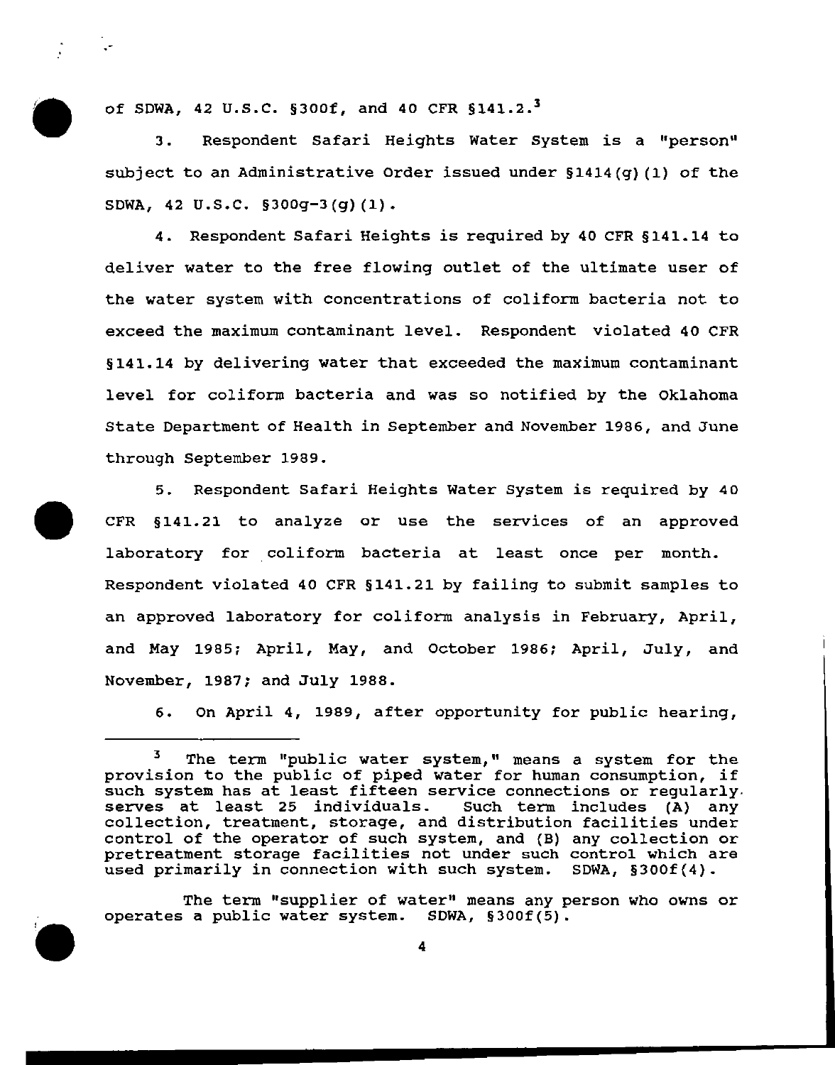of SDWA, 42 U.S.C. §300f, and 40 CFR §141.2.[3]

3. Respondent Safari Heights Water System is a "person" subject to an Administrative Order issued under §1414(g)(1) of the SDWA, 42 U.S.C. §300g-3(g)(1).

4. Respondent Safari Heights is required by 40 CFR §141.14 to deliver water to the free flowing outlet of the ultimate user of the water system with concentrations of coliform bacteria not to exceed the maximum contaminant level. Respondent violated 40 CFR §141.14 by delivering water that exceeded the maximum contaminant level for coliform bacteria and was so notified by the Oklahoma State Department of Health in September and November 1986, and June through September 1989.

5. Respondent Safari Heights Water System is required by 40 CFR §141.21 to analyze or use the services of an approved laboratory for coliform bacteria at least once per month. Respondent violated 40 CFR §141.21 by failing to submit samples to an approved laboratory for coliform analysis in February, April, and May 1985; April, May, and October 1986; April, July, and November, 1987; and July 1988.

6. On April 4, 1989, after opportunity for public hearing,

---

[3] The term "public water system," means a system for the provision to the public of piped water for human consumption, if such system has at least fifteen service connections or regularly serves at least 25 individuals. Such term includes (A) any collection, treatment, storage, and distribution facilities under control of the operator of such system, and (B) any collection or pretreatment storage facilities not under such control which are used primarily in connection with such system. SDWA, §300f(4).

The term "supplier of water" means any person who owns or operates a public water system. SDWA, §300f(5).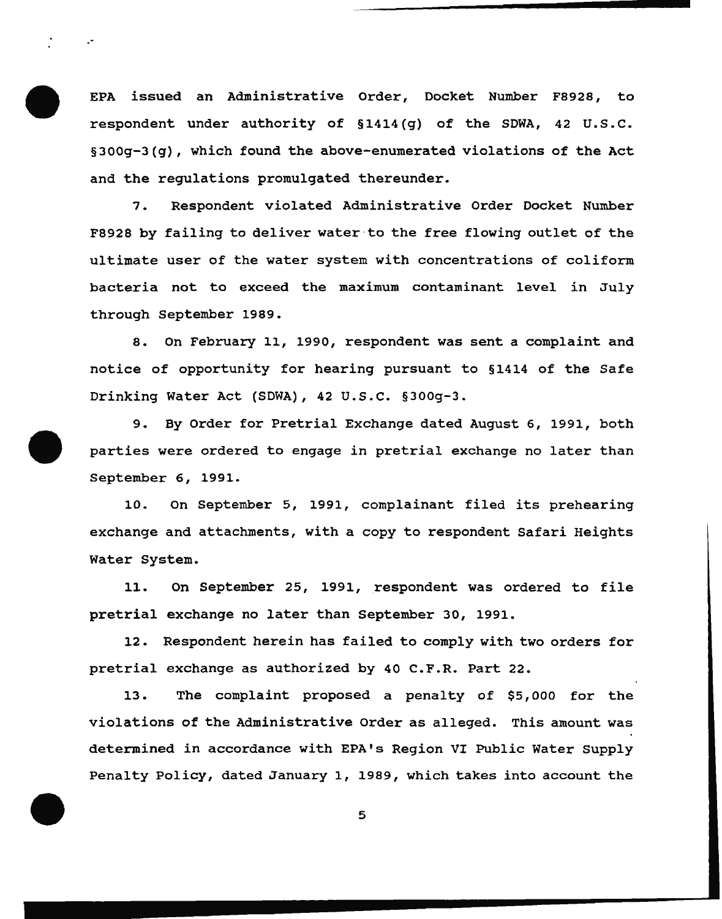EPA issued an Administrative Order, Docket Number F8928, to respondent under authority of §1414(g) of the SDWA, 42 U.S.C. §300g-3(g), which found the above-enumerated violations of the Act and the regulations promulgated thereunder.

7. Respondent violated Administrative Order Docket Number F8928 by failing to deliver water to the free flowing outlet of the ultimate user of the water system with concentrations of coliform bacteria not to exceed the maximum contaminant level in July through September 1989.

8. On February 11, 1990, respondent was sent a complaint and notice of opportunity for hearing pursuant to §1414 of the Safe Drinking Water Act (SDWA), 42 U.S.C. §300g-3.

9. By Order for Pretrial Exchange dated August 6, 1991, both parties were ordered to engage in pretrial exchange no later than September 6, 1991.

10. On September 5, 1991, complainant filed its prehearing exchange and attachments, with a copy to respondent Safari Heights Water System.

11. On September 25, 1991, respondent was ordered to file pretrial exchange no later than September 30, 1991.

12. Respondent herein has failed to comply with two orders for pretrial exchange as authorized by 40 C.F.R. Part 22.

13. The complaint proposed a penalty of $5,000 for the violations of the Administrative Order as alleged. This amount was determined in accordance with EPA's Region VI Public Water Supply Penalty Policy, dated January 1, 1989, which takes into account the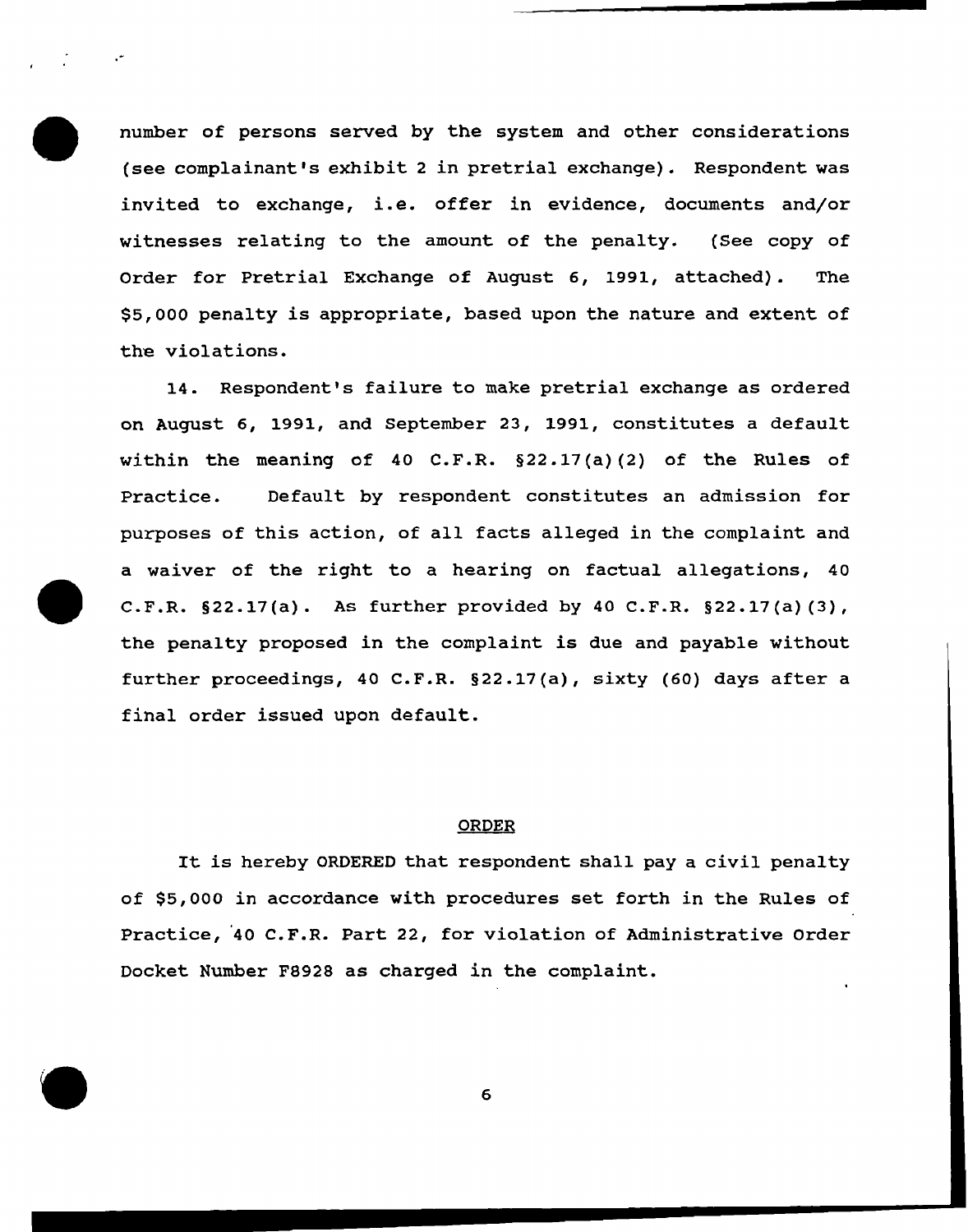number of persons served by the system and other considerations (see complainant's exhibit 2 in pretrial exchange). Respondent was invited to exchange, i.e. offer in evidence, documents and/or witnesses relating to the amount of the penalty. (See copy of Order for Pretrial Exchange of August 6, 1991, attached). The $5,000 penalty is appropriate, based upon the nature and extent of the violations.

14. Respondent's failure to make pretrial exchange as ordered on August 6, 1991, and September 23, 1991, constitutes a default within the meaning of 40 C.F.R. §22.17(a)(2) of the Rules of Practice. Default by respondent constitutes an admission for purposes of this action, of all facts alleged in the complaint and a waiver of the right to a hearing on factual allegations, 40 C.F.R. §22.17(a). As further provided by 40 C.F.R. §22.17(a)(3), the penalty proposed in the complaint is due and payable without further proceedings, 40 C.F.R. §22.17(a), sixty (60) days after a final order issued upon default.

## ORDER

It is hereby ORDERED that respondent shall pay a civil penalty of $5,000 in accordance with procedures set forth in the Rules of Practice, 40 C.F.R. Part 22, for violation of Administrative Order Docket Number F8928 as charged in the complaint.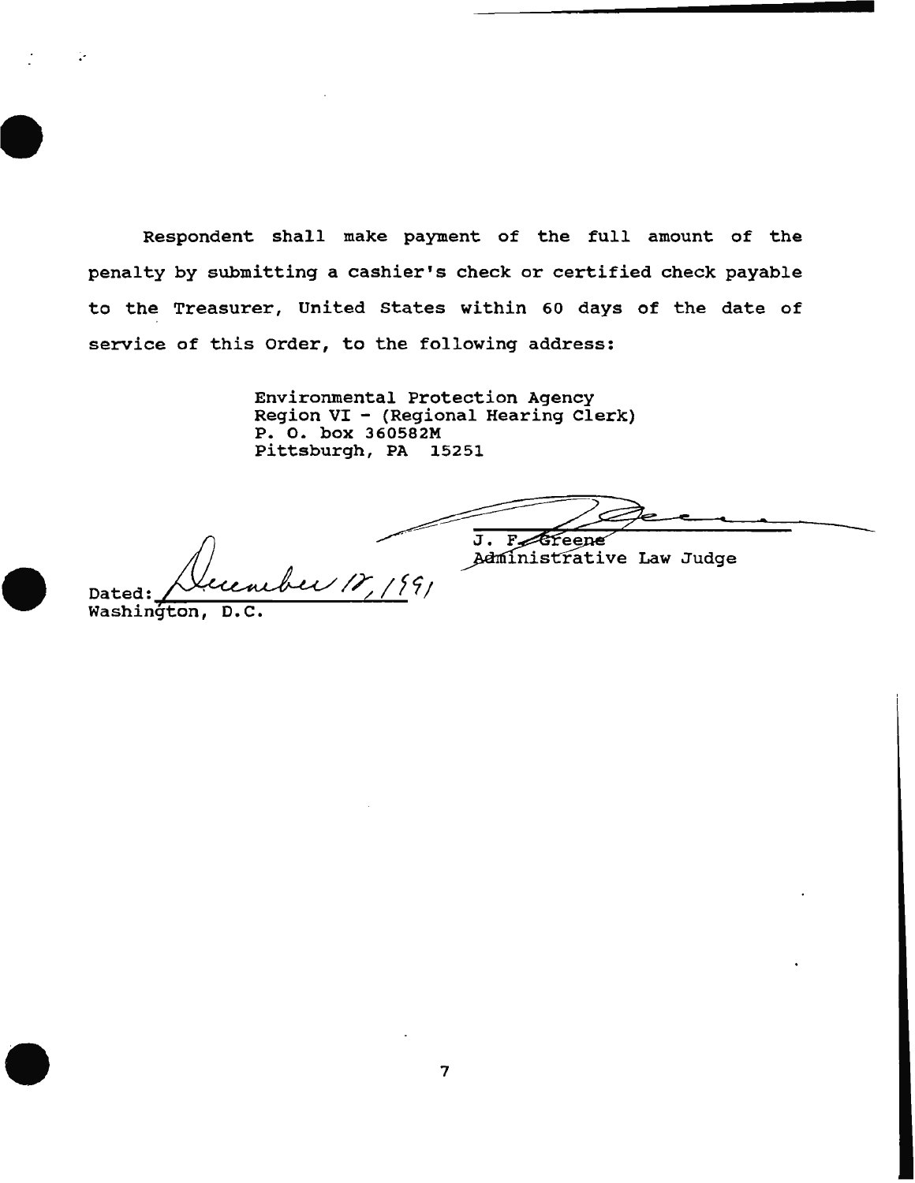Respondent shall make payment of the full amount of the penalty by submitting a cashier's check or certified check payable to the Treasurer, United States within 60 days of the date of service of this Order, to the following address:

Environmental Protection Agency  
Region VI - (Regional Hearing Clerk)  
P. O. box 360582M  
Pittsburgh, PA 15251

J. F. Greene  
Administrative Law Judge

Dated: December 17, 1991  
Washington, D.C.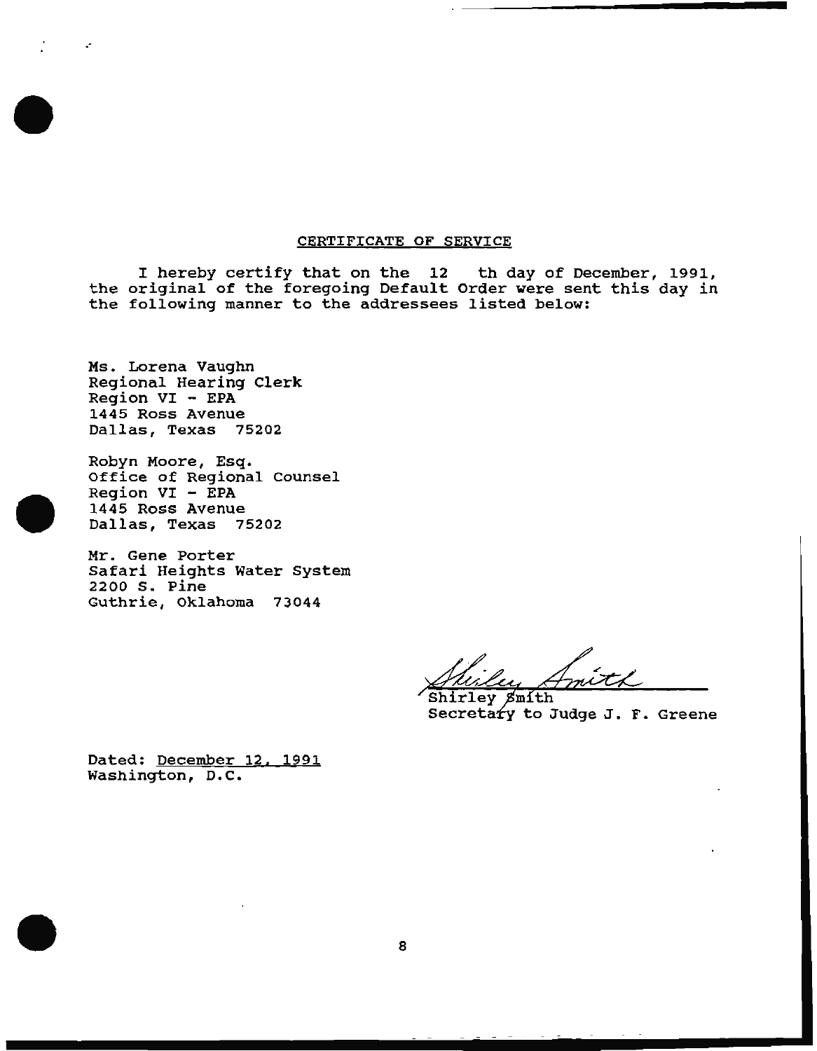## CERTIFICATE OF SERVICE

I hereby certify that on the 12 th day of December, 1991, the original of the foregoing Default Order were sent this day in the following manner to the addressees listed below:

Ms. Lorena Vaughn
Regional Hearing Clerk
Region VI - EPA
1445 Ross Avenue
Dallas, Texas 75202

Robyn Moore, Esq.
Office of Regional Counsel
Region VI - EPA
1445 Ross Avenue
Dallas, Texas 75202

Mr. Gene Porter
Safari Heights Water System
2200 S. Pine
Guthrie, Oklahoma 73044

Shirley Smith
Shirley Smith
Secretary to Judge J. F. Greene

Dated: December 12, 1991
Washington, D.C.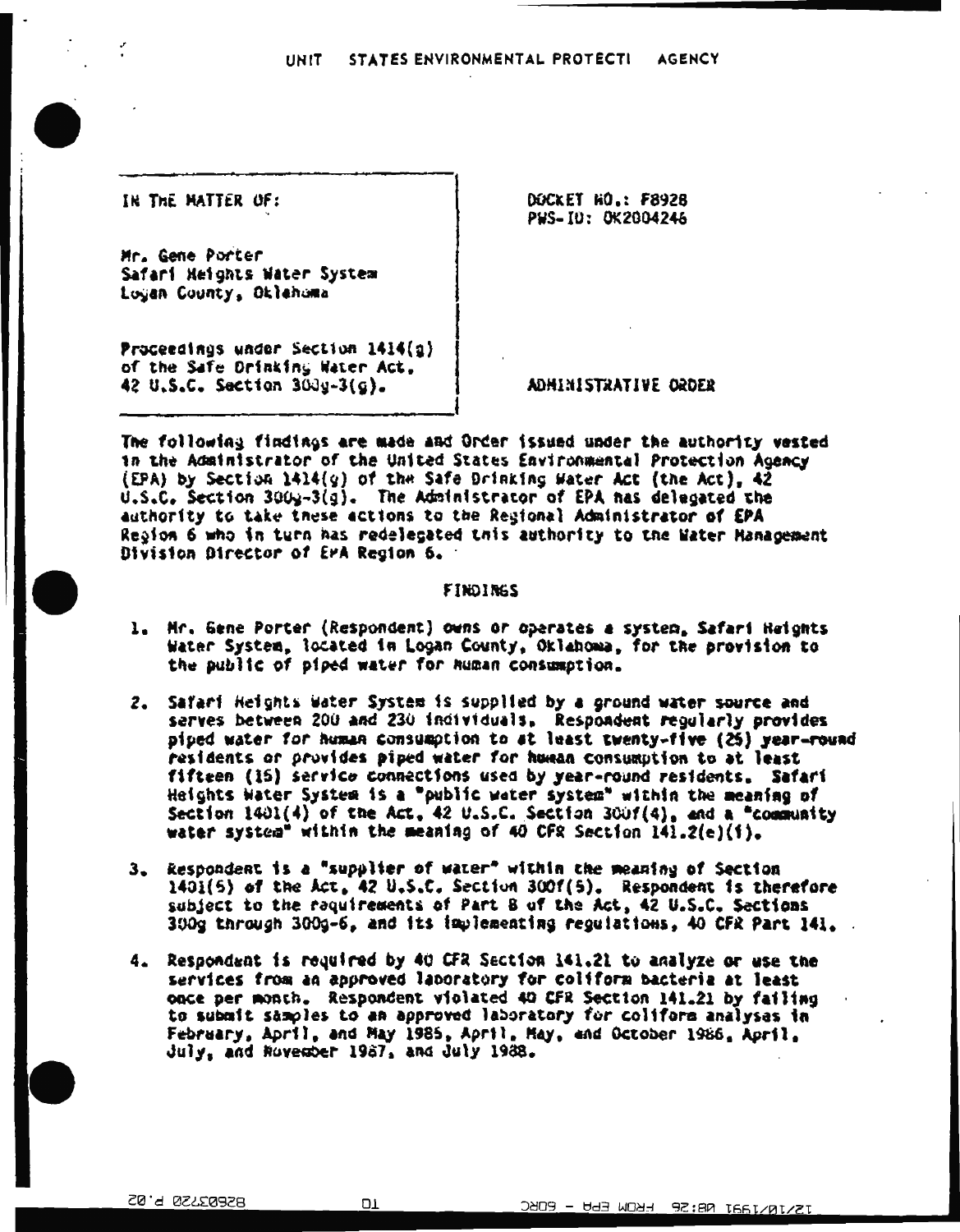UNIT STATES ENVIRONMENTAL PROTECTI AGENCY

| IN THE MATTER OF: | DOCKET NO.: F8928 |
|---|---|
| Mr. Gene Porter Safari Heights Water System Logan County, Oklahoma | PWS-ID: OK2004246 |
| Proceedings under Section 1414(g) of the Safe Drinking Water Act, 42 U.S.C. Section 300g-3(g). | ADMINISTRATIVE ORDER |

The following findings are made and Order issued under the authority vested in the Administrator of the United States Environmental Protection Agency (EPA) by Section 1414(g) of the Safe Drinking Water Act (the Act), 42 U.S.C. Section 300g-3(g). The Administrator of EPA has delegated the authority to take these actions to the Regional Administrator of EPA Region 6 who in turn has redelegated this authority to the Water Management Division Director of EPA Region 6.

## FINDINGS

1. Mr. Gene Porter (Respondent) owns or operates a system, Safari Heights Water System, located in Logan County, Oklahoma, for the provision to the public of piped water for human consumption.

2. Safari Heights Water System is supplied by a ground water source and serves between 200 and 230 individuals. Respondent regularly provides piped water for human consumption to at least twenty-five (25) year-round residents or provides piped water for human consumption to at least fifteen (15) service connections used by year-round residents. Safari Heights Water System is a "public water system" within the meaning of Section 1401(4) of the Act, 42 U.S.C. Section 300f(4), and a "community water system" within the meaning of 40 CFR Section 141.2(e)(i).

3. Respondent is a "supplier of water" within the meaning of Section 1401(5) of the Act, 42 U.S.C. Section 300f(5). Respondent is therefore subject to the requirements of Part B of the Act, 42 U.S.C. Sections 300g through 300g-6, and its implementing regulations, 40 CFR Part 141.

4. Respondent is required by 40 CFR Section 141.21 to analyze or use the services from an approved laboratory for coliform bacteria at least once per month. Respondent violated 40 CFR Section 141.21 by failing to submit samples to an approved laboratory for coliform analyses in February, April, and May 1985, April, May, and October 1986, April, July, and November 1987, and July 1988.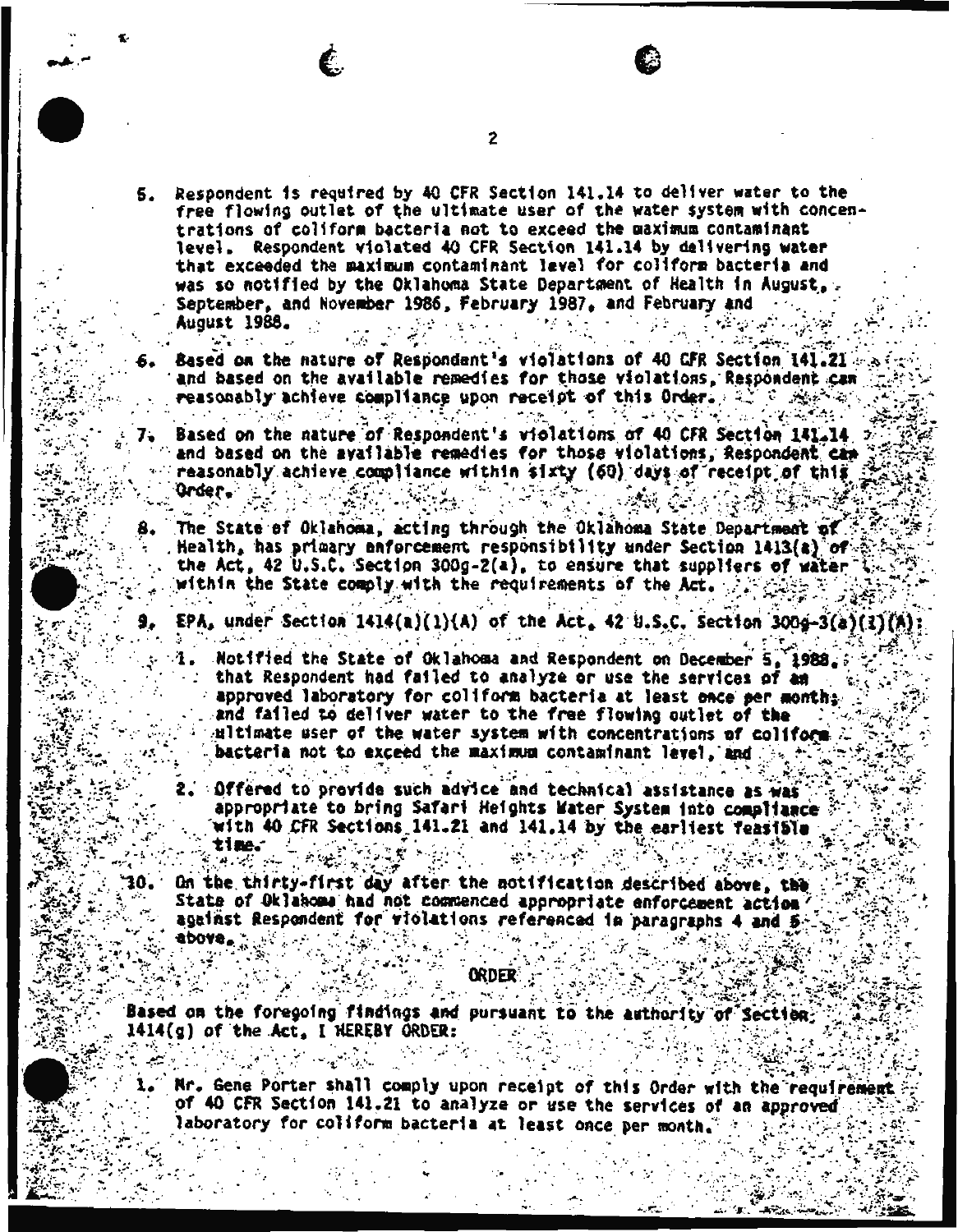5. Respondent is required by 40 CFR Section 141.14 to deliver water to the free flowing outlet of the ultimate user of the water system with concentrations of coliform bacteria not to exceed the maximum contaminant level. Respondent violated 40 CFR Section 141.14 by delivering water that exceeded the maximum contaminant level for coliform bacteria and was so notified by the Oklahoma State Department of Health in August, September, and November 1986, February 1987, and February and August 1988.

6. Based on the nature of Respondent's violations of 40 CFR Section 141.21 and based on the available remedies for those violations, Respondent can reasonably achieve compliance upon receipt of this Order.

7. Based on the nature of Respondent's violations of 40 CFR Section 141.14 and based on the available remedies for those violations, Respondent can reasonably achieve compliance within sixty (60) days of receipt of this Order.

8. The State of Oklahoma, acting through the Oklahoma State Department of Health, has primary enforcement responsibility under Section 1413(a) of the Act, 42 U.S.C. Section 300g-2(a), to ensure that suppliers of water within the State comply with the requirements of the Act.

9. EPA, under Section 1414(a)(1)(A) of the Act, 42 U.S.C. Section 300g-3(a)(1)(A):

   1. Notified the State of Oklahoma and Respondent on December 5, 1988, that Respondent had failed to analyze or use the services of an approved laboratory for coliform bacteria at least once per month; and failed to deliver water to the free flowing outlet of the ultimate user of the water system with concentrations of coliform bacteria not to exceed the maximum contaminant level, and

   2. Offered to provide such advice and technical assistance as was appropriate to bring Safari Heights Water System into compliance with 40 CFR Sections 141.21 and 141.14 by the earliest feasible time.

10. On the thirty-first day after the notification described above, the State of Oklahoma had not commenced appropriate enforcement action against Respondent for violations referenced in paragraphs 4 and 5 above.

## ORDER

Based on the foregoing findings and pursuant to the authority of Section 1414(g) of the Act, I HEREBY ORDER:

1. Mr. Gene Porter shall comply upon receipt of this Order with the requirement of 40 CFR Section 141.21 to analyze or use the services of an approved laboratory for coliform bacteria at least once per month.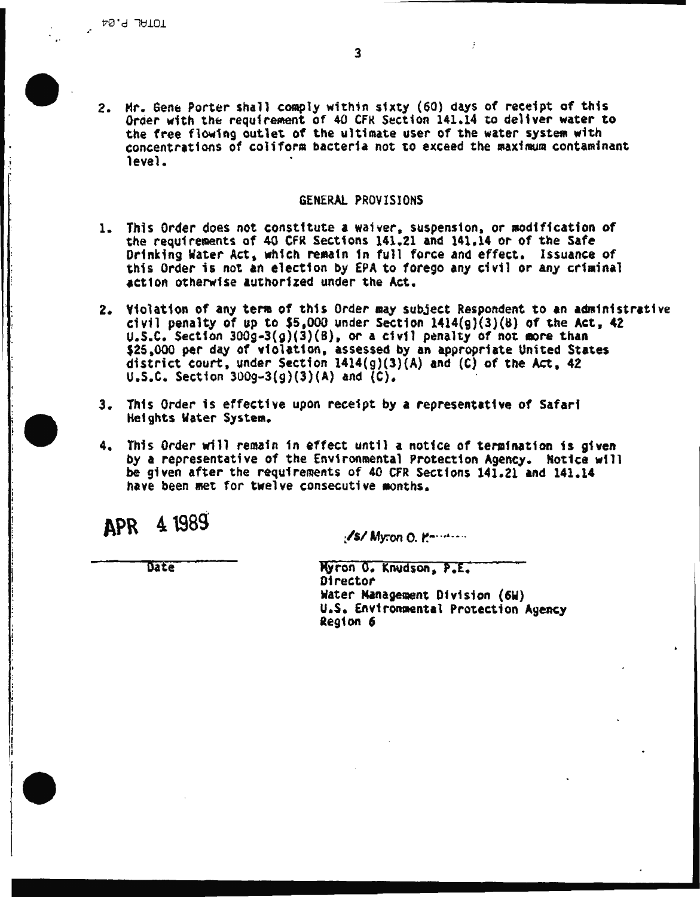2. Mr. Gene Porter shall comply within sixty (60) days of receipt of this Order with the requirement of 40 CFR Section 141.14 to deliver water to the free flowing outlet of the ultimate user of the water system with concentrations of coliform bacteria not to exceed the maximum contaminant level.

## GENERAL PROVISIONS

1. This Order does not constitute a waiver, suspension, or modification of the requirements of 40 CFR Sections 141.21 and 141.14 or of the Safe Drinking Water Act, which remain in full force and effect. Issuance of this Order is not an election by EPA to forego any civil or any criminal action otherwise authorized under the Act.

2. Violation of any term of this Order may subject Respondent to an administrative civil penalty of up to $5,000 under Section 1414(g)(3)(B) of the Act, 42 U.S.C. Section 300g-3(g)(3)(B), or a civil penalty of not more than $25,000 per day of violation, assessed by an appropriate United States district court, under Section 1414(g)(3)(A) and (C) of the Act, 42 U.S.C. Section 300g-3(g)(3)(A) and (C).

3. This Order is effective upon receipt by a representative of Safari Heights Water System.

4. This Order will remain in effect until a notice of termination is given by a representative of the Environmental Protection Agency. Notice will be given after the requirements of 40 CFR Sections 141.21 and 141.14 have been met for twelve consecutive months.

APR 4 1989

Date

/s/ Myron O. K...

Myron O. Knudson, P.E.
Director
Water Management Division (6W)
U.S. Environmental Protection Agency
Region 6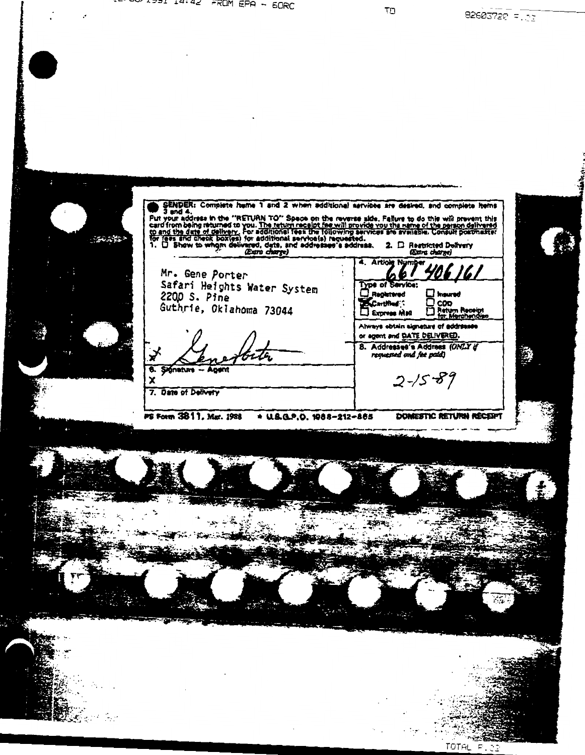SENDER: Complete items 1 and 2 when additional services are desired, and complete items 3 and 4.

Put your address in the "RETURN TO" Space on the reverse side. Failure to do this will prevent this card from being returned to you. The return receipt fee will provide you the name of the person delivered to and the date of delivery. For additional fees the following services are available. Consult postmaster for fees and check box(es) for additional service(s) requested.

1. ☐ Show to whom delivered, date, and addressee's address. *(Extra charge)*
2. ☐ Restricted Delivery *(Extra charge)*

| 3. Article Addressed to: | 4. Article Number |
|---|---|
| Mr. Gene Porter<br>Safari Heights Water System<br>2200 S. Pine<br>Guthrie, Oklahoma 73044 | 661 406 161 |
| | Type of Service:<br>☐ Registered ☐ Insured<br>☒ Certified ☐ COD<br>☐ Express Mail ☐ Return Receipt for Merchandise |
| | Always obtain signature of addressee or agent and DATE DELIVERED. |
| 5. Signature — Addressee<br>X Gene Porter | 8. Addressee's Address *(ONLY if requested and fee paid)* |
| 6. Signature — Agent<br>X | 2-15-89 |
| 7. Date of Delivery | |

PS Form 3811, Mar. 1988 ★ U.S.G.P.O. 1988-212-865 DOMESTIC RETURN RECEIPT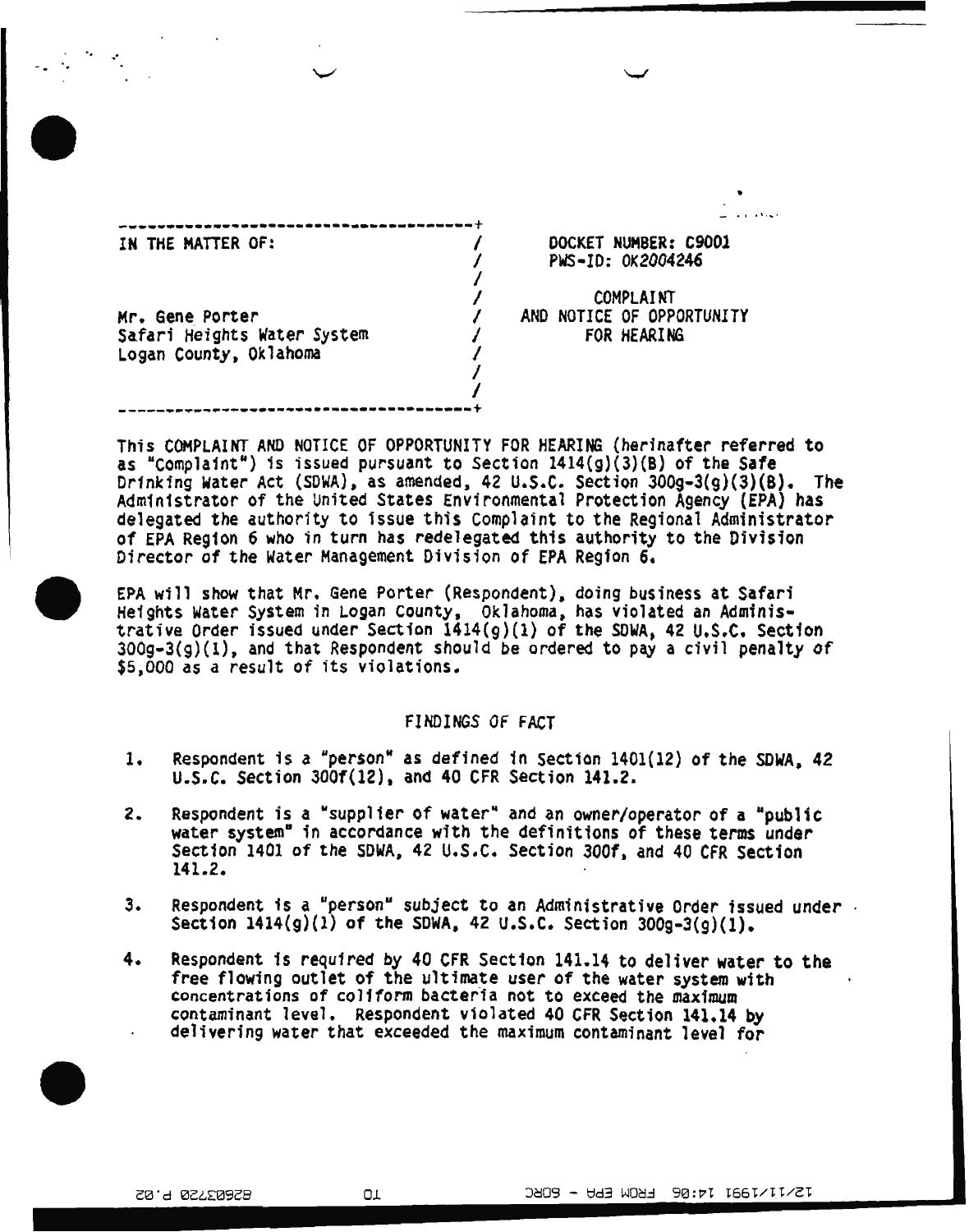IN THE MATTER OF:

Mr. Gene Porter
Safari Heights Water System
Logan County, Oklahoma

DOCKET NUMBER: C9001
PWS-ID: OK2004246

COMPLAINT
AND NOTICE OF OPPORTUNITY
FOR HEARING

This COMPLAINT AND NOTICE OF OPPORTUNITY FOR HEARING (herinafter referred to as "Complaint") is issued pursuant to Section 1414(g)(3)(B) of the Safe Drinking Water Act (SDWA), as amended, 42 U.S.C. Section 300g-3(g)(3)(B). The Administrator of the United States Environmental Protection Agency (EPA) has delegated the authority to issue this Complaint to the Regional Administrator of EPA Region 6 who in turn has redelegated this authority to the Division Director of the Water Management Division of EPA Region 6.

EPA will show that Mr. Gene Porter (Respondent), doing business at Safari Heights Water System in Logan County, Oklahoma, has violated an Administrative Order issued under Section 1414(g)(1) of the SDWA, 42 U.S.C. Section 300g-3(g)(1), and that Respondent should be ordered to pay a civil penalty of $5,000 as a result of its violations.

## FINDINGS OF FACT

1. Respondent is a "person" as defined in Section 1401(12) of the SDWA, 42 U.S.C. Section 300f(12), and 40 CFR Section 141.2.

2. Respondent is a "supplier of water" and an owner/operator of a "public water system" in accordance with the definitions of these terms under Section 1401 of the SDWA, 42 U.S.C. Section 300f, and 40 CFR Section 141.2.

3. Respondent is a "person" subject to an Administrative Order issued under Section 1414(g)(1) of the SDWA, 42 U.S.C. Section 300g-3(g)(1).

4. Respondent is required by 40 CFR Section 141.14 to deliver water to the free flowing outlet of the ultimate user of the water system with concentrations of coliform bacteria not to exceed the maximum contaminant level. Respondent violated 40 CFR Section 141.14 by delivering water that exceeded the maximum contaminant level for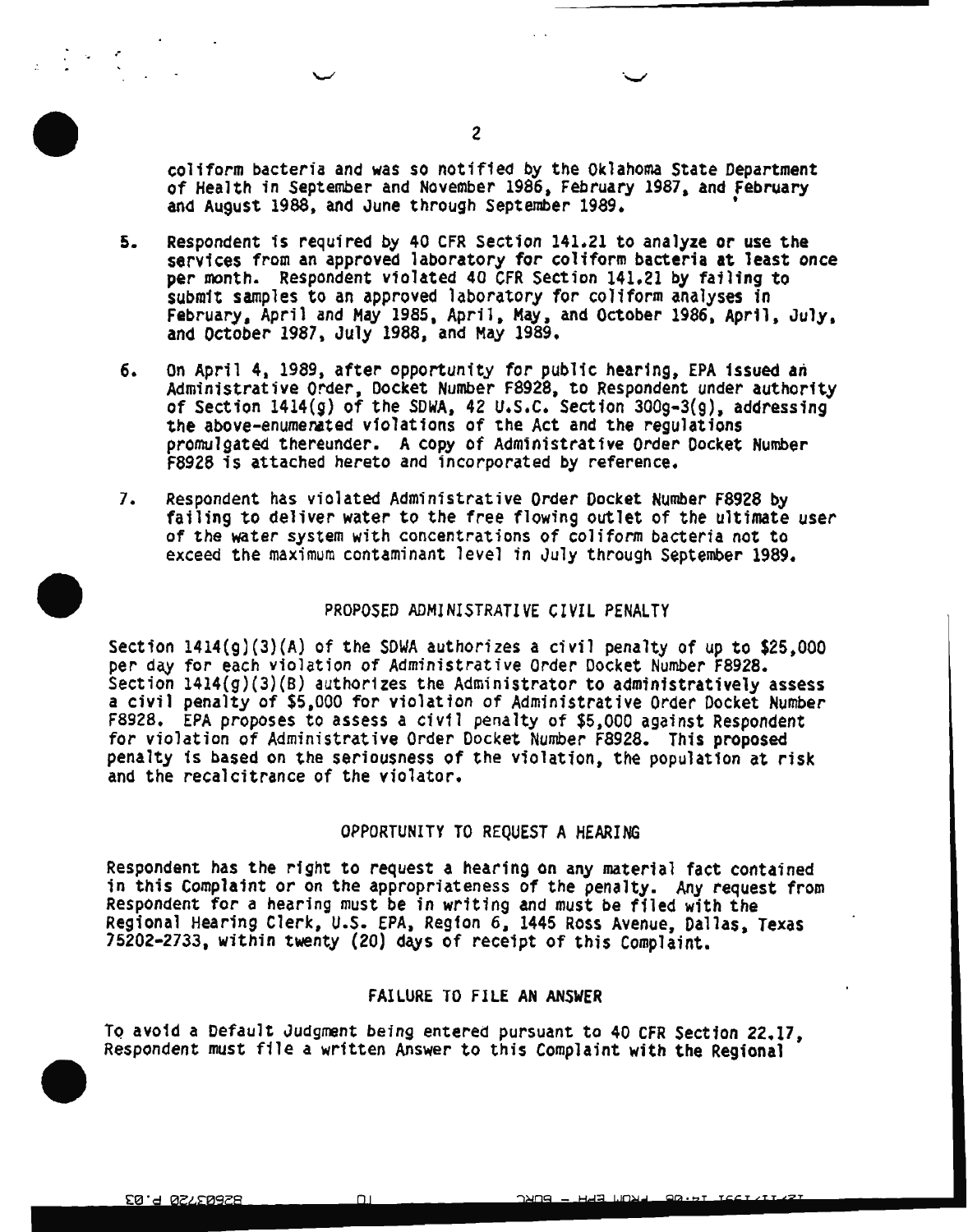coliform bacteria and was so notified by the Oklahoma State Department of Health in September and November 1986, February 1987, and February and August 1988, and June through September 1989.

5. Respondent is required by 40 CFR Section 141.21 to analyze or use the services from an approved laboratory for coliform bacteria at least once per month. Respondent violated 40 CFR Section 141.21 by failing to submit samples to an approved laboratory for coliform analyses in February, April and May 1985, April, May, and October 1986, April, July, and October 1987, July 1988, and May 1989.

6. On April 4, 1989, after opportunity for public hearing, EPA issued an Administrative Order, Docket Number F8928, to Respondent under authority of Section 1414(g) of the SDWA, 42 U.S.C. Section 300g-3(g), addressing the above-enumerated violations of the Act and the regulations promulgated thereunder. A copy of Administrative Order Docket Number F8928 is attached hereto and incorporated by reference.

7. Respondent has violated Administrative Order Docket Number F8928 by failing to deliver water to the free flowing outlet of the ultimate user of the water system with concentrations of coliform bacteria not to exceed the maximum contaminant level in July through September 1989.

## PROPOSED ADMINISTRATIVE CIVIL PENALTY

Section 1414(g)(3)(A) of the SDWA authorizes a civil penalty of up to $25,000 per day for each violation of Administrative Order Docket Number F8928. Section 1414(g)(3)(B) authorizes the Administrator to administratively assess a civil penalty of $5,000 for violation of Administrative Order Docket Number F8928. EPA proposes to assess a civil penalty of $5,000 against Respondent for violation of Administrative Order Docket Number F8928. This proposed penalty is based on the seriousness of the violation, the population at risk and the recalcitrance of the violator.

## OPPORTUNITY TO REQUEST A HEARING

Respondent has the right to request a hearing on any material fact contained in this Complaint or on the appropriateness of the penalty. Any request from Respondent for a hearing must be in writing and must be filed with the Regional Hearing Clerk, U.S. EPA, Region 6, 1445 Ross Avenue, Dallas, Texas 75202-2733, within twenty (20) days of receipt of this Complaint.

## FAILURE TO FILE AN ANSWER

To avoid a Default Judgment being entered pursuant to 40 CFR Section 22.17, Respondent must file a written Answer to this Complaint with the Regional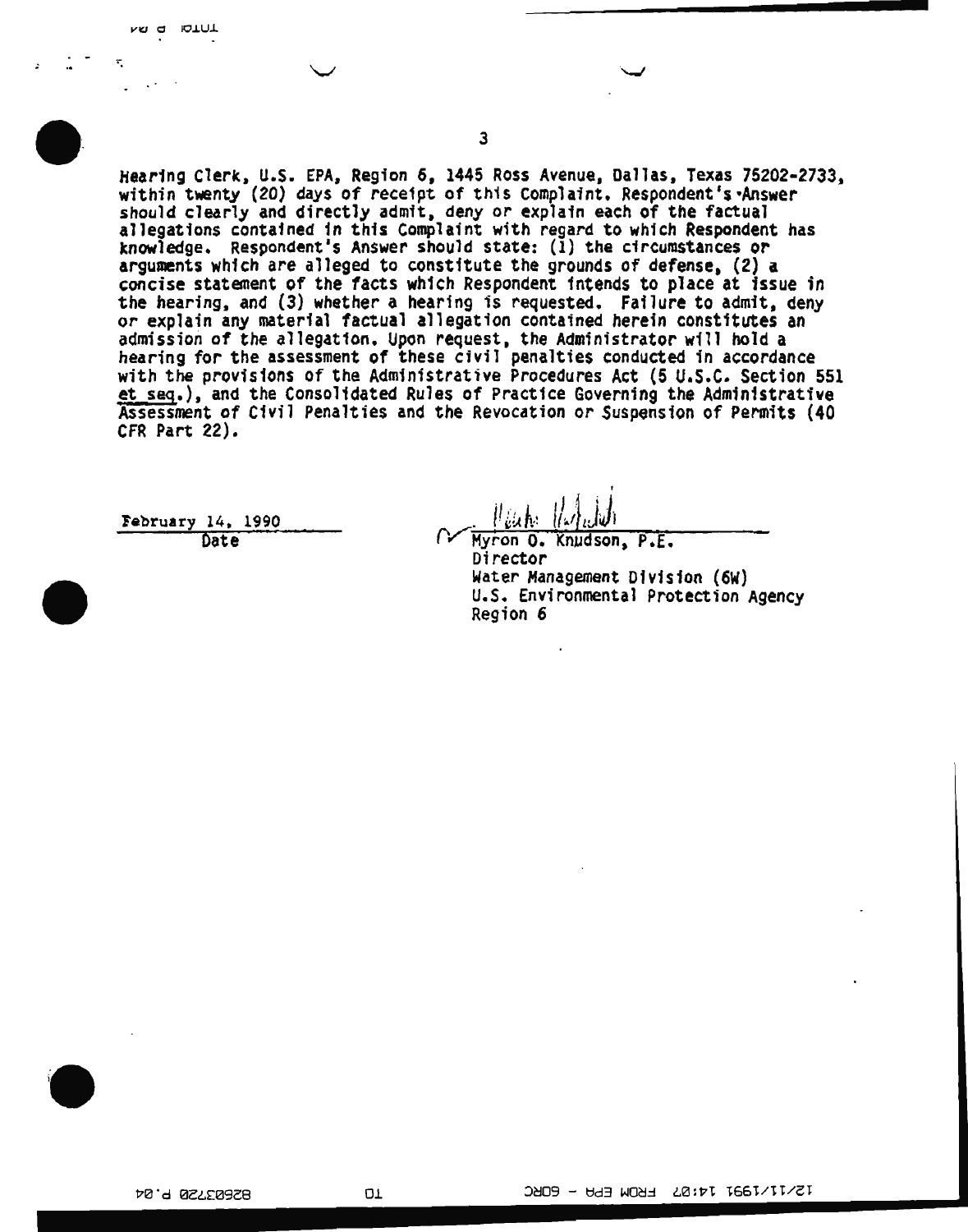Hearing Clerk, U.S. EPA, Region 6, 1445 Ross Avenue, Dallas, Texas 75202-2733, within twenty (20) days of receipt of this Complaint. Respondent's Answer should clearly and directly admit, deny or explain each of the factual allegations contained in this Complaint with regard to which Respondent has knowledge. Respondent's Answer should state: (1) the circumstances or arguments which are alleged to constitute the grounds of defense, (2) a concise statement of the facts which Respondent intends to place at issue in the hearing, and (3) whether a hearing is requested. Failure to admit, deny or explain any material factual allegation contained herein constitutes an admission of the allegation. Upon request, the Administrator will hold a hearing for the assessment of these civil penalties conducted in accordance with the provisions of the Administrative Procedures Act (5 U.S.C. Section 551 et seq.), and the Consolidated Rules of Practice Governing the Administrative Assessment of Civil Penalties and the Revocation or Suspension of Permits (40 CFR Part 22).

February 14, 1990
Date

Myron O. Knudson, P.E.
Director
Water Management Division (6W)
U.S. Environmental Protection Agency
Region 6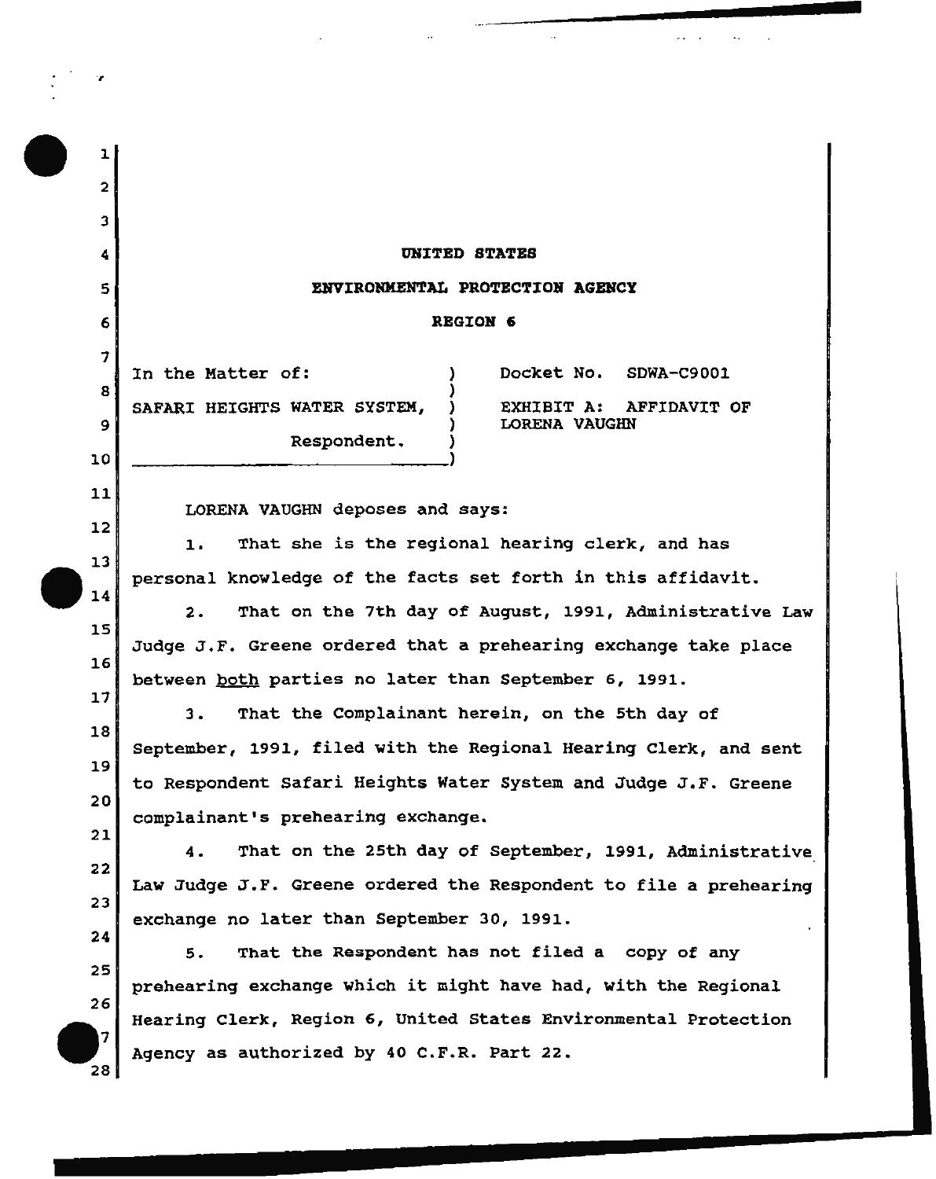**UNITED STATES**

**ENVIRONMENTAL PROTECTION AGENCY**

**REGION 6**

In the Matter of: SAFARI HEIGHTS WATER SYSTEM, Respondent.

Docket No. SDWA-C9001

EXHIBIT A: AFFIDAVIT OF LORENA VAUGHN

LORENA VAUGHN deposes and says:

1. That she is the regional hearing clerk, and has personal knowledge of the facts set forth in this affidavit.

2. That on the 7th day of August, 1991, Administrative Law Judge J.F. Greene ordered that a prehearing exchange take place between both parties no later than September 6, 1991.

3. That the Complainant herein, on the 5th day of September, 1991, filed with the Regional Hearing Clerk, and sent to Respondent Safari Heights Water System and Judge J.F. Greene complainant's prehearing exchange.

4. That on the 25th day of September, 1991, Administrative Law Judge J.F. Greene ordered the Respondent to file a prehearing exchange no later than September 30, 1991.

5. That the Respondent has not filed a copy of any prehearing exchange which it might have had, with the Regional Hearing Clerk, Region 6, United States Environmental Protection Agency as authorized by 40 C.F.R. Part 22.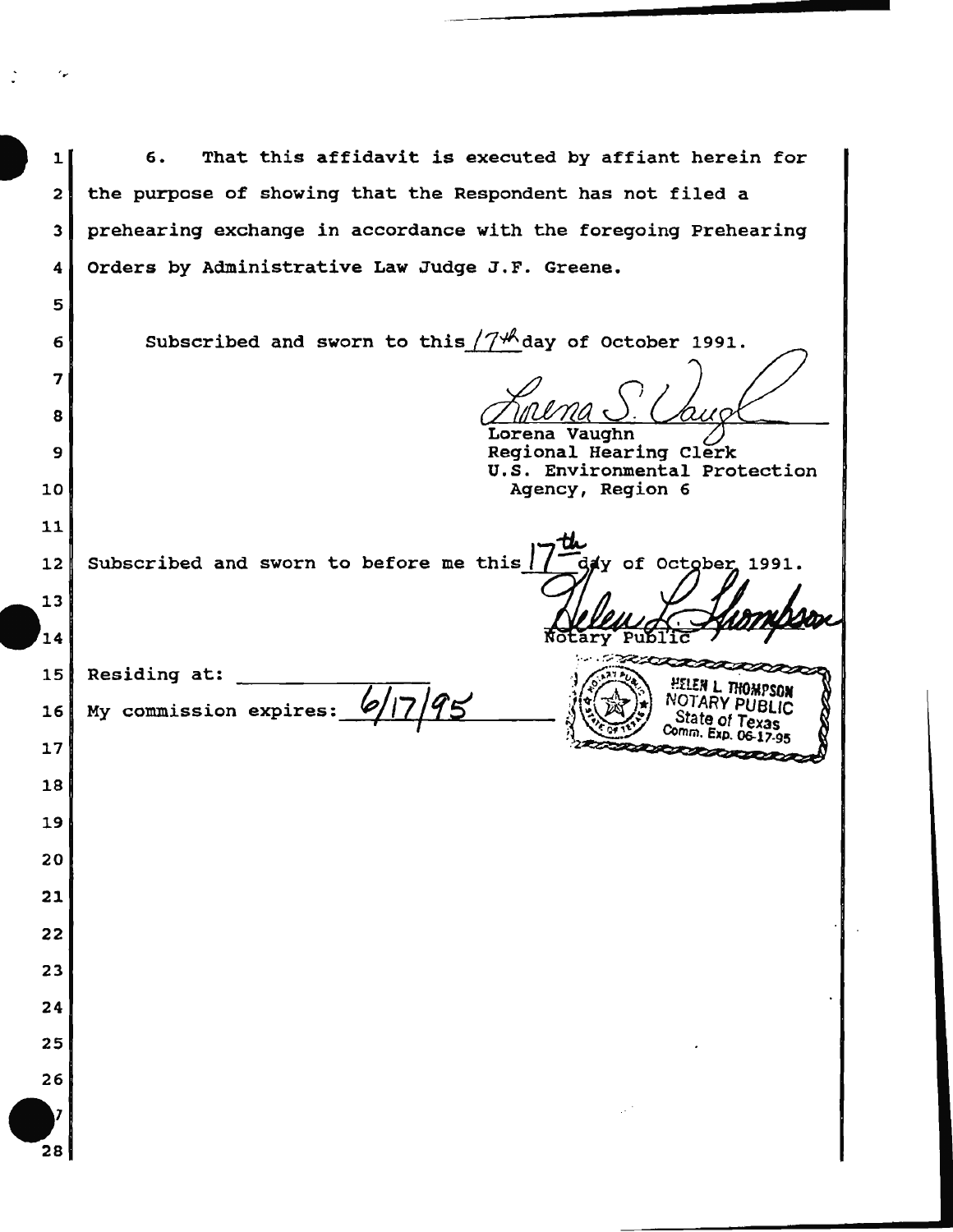6. That this affidavit is executed by affiant herein for the purpose of showing that the Respondent has not filed a prehearing exchange in accordance with the foregoing Prehearing Orders by Administrative Law Judge J.F. Greene.

Subscribed and sworn to this 17th day of October 1991.

Lorena Vaughn
Regional Hearing Clerk
U.S. Environmental Protection Agency, Region 6

Subscribed and sworn to before me this 17th day of October 1991.

Helen L. Thompson
Notary Public

Residing at: ______________

My commission expires: 6/17/95

HELEN L THOMPSON
NOTARY PUBLIC
State of Texas
Comm. Exp. 06-17-95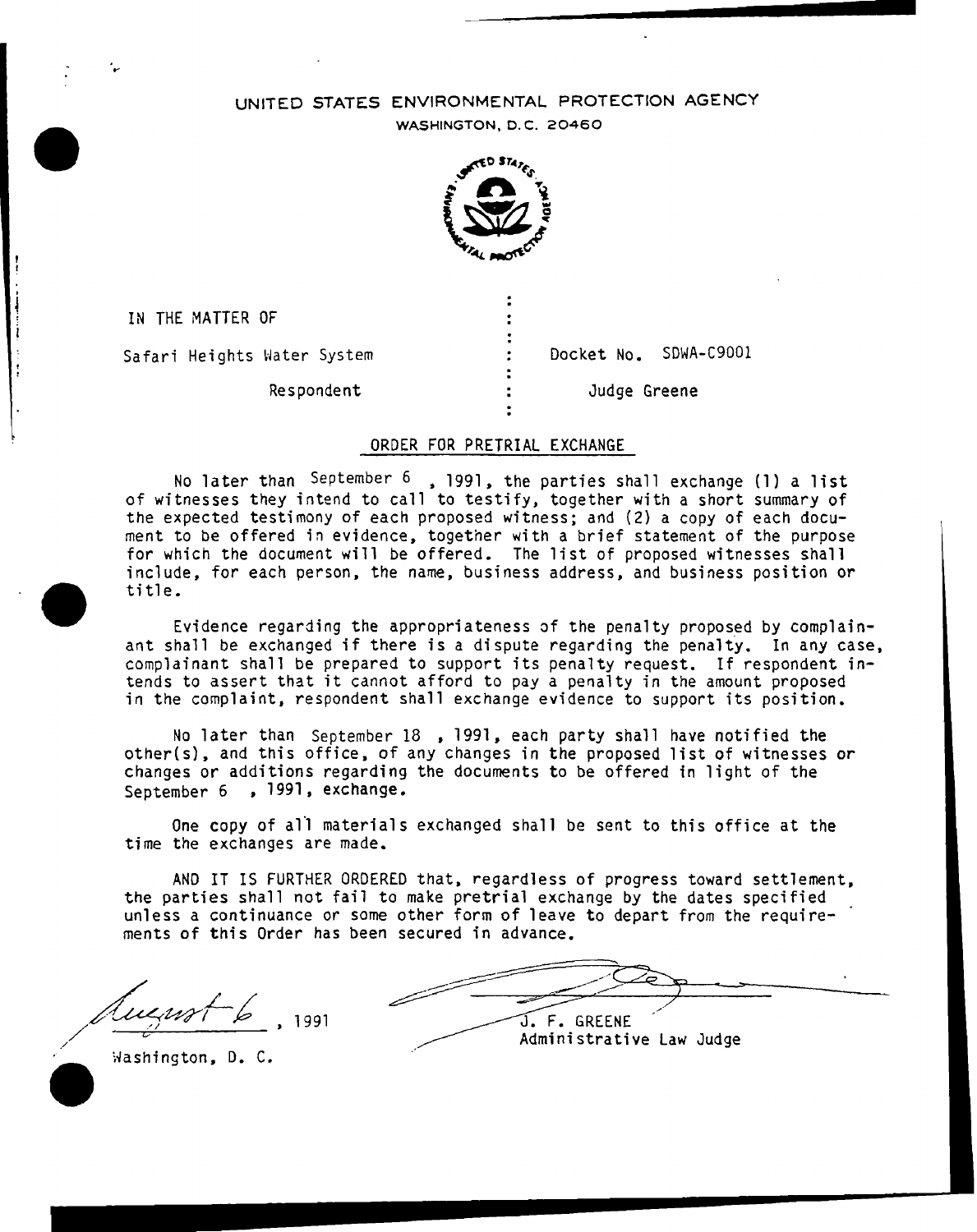UNITED STATES ENVIRONMENTAL PROTECTION AGENCY

WASHINGTON, D.C. 20460

IN THE MATTER OF

Safari Heights Water System

Respondent

Docket No. SDWA-C9001

Judge Greene

## ORDER FOR PRETRIAL EXCHANGE

No later than September 6 , 1991, the parties shall exchange (1) a list of witnesses they intend to call to testify, together with a short summary of the expected testimony of each proposed witness; and (2) a copy of each document to be offered in evidence, together with a brief statement of the purpose for which the document will be offered. The list of proposed witnesses shall include, for each person, the name, business address, and business position or title.

Evidence regarding the appropriateness of the penalty proposed by complainant shall be exchanged if there is a dispute regarding the penalty. In any case, complainant shall be prepared to support its penalty request. If respondent intends to assert that it cannot afford to pay a penalty in the amount proposed in the complaint, respondent shall exchange evidence to support its position.

No later than September 18 , 1991, each party shall have notified the other(s), and this office, of any changes in the proposed list of witnesses or changes or additions regarding the documents to be offered in light of the September 6 , 1991, exchange.

One copy of all materials exchanged shall be sent to this office at the time the exchanges are made.

AND IT IS FURTHER ORDERED that, regardless of progress toward settlement, the parties shall not fail to make pretrial exchange by the dates specified unless a continuance or some other form of leave to depart from the requirements of this Order has been secured in advance.

August 6, 1991

Washington, D. C.

J. F. GREENE

Administrative Law Judge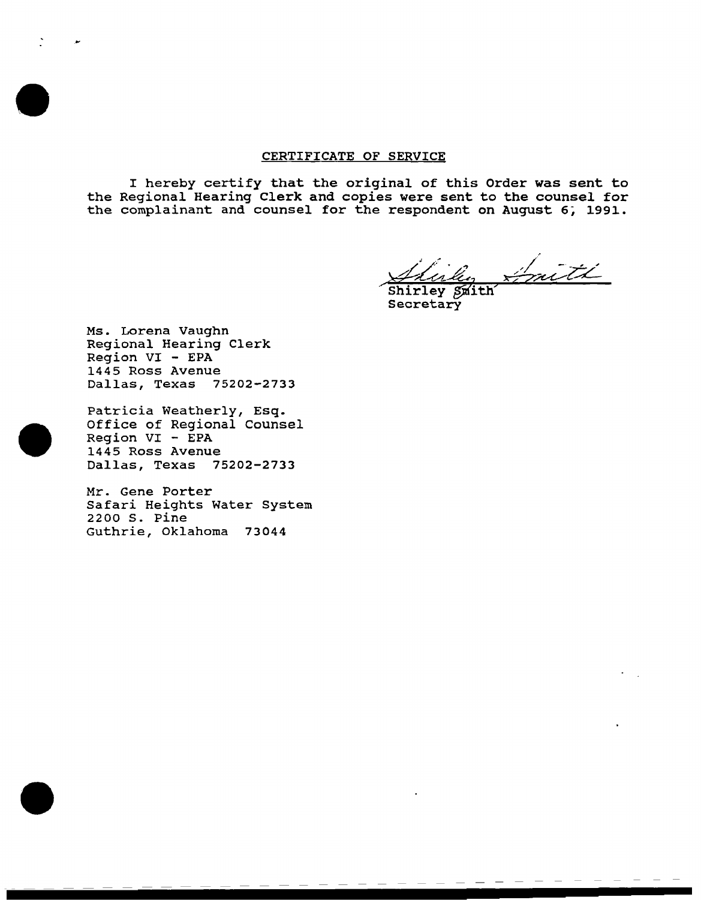## CERTIFICATE OF SERVICE

I hereby certify that the original of this Order was sent to the Regional Hearing Clerk and copies were sent to the counsel for the complainant and counsel for the respondent on August 6, 1991.

Shirley Smith
Secretary

Ms. Lorena Vaughn
Regional Hearing Clerk
Region VI - EPA
1445 Ross Avenue
Dallas, Texas 75202-2733

Patricia Weatherly, Esq.
Office of Regional Counsel
Region VI - EPA
1445 Ross Avenue
Dallas, Texas 75202-2733

Mr. Gene Porter
Safari Heights Water System
2200 S. Pine
Guthrie, Oklahoma 73044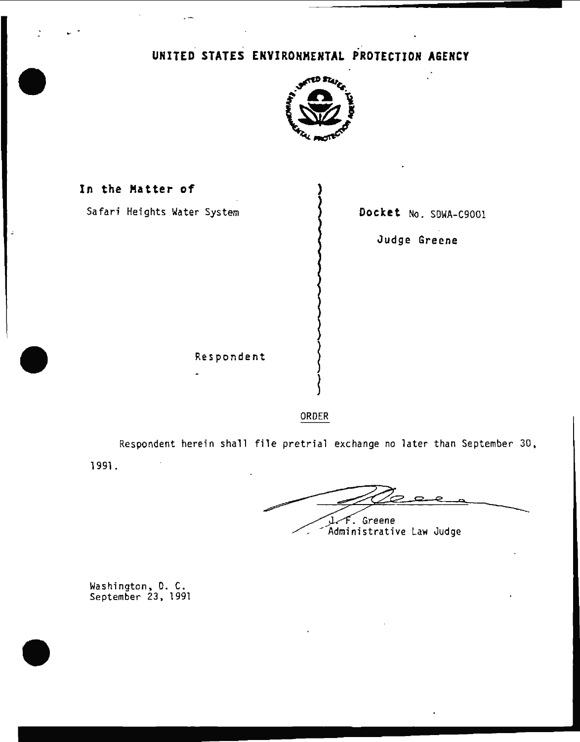# UNITED STATES ENVIRONMENTAL PROTECTION AGENCY

**In the Matter of**

Safari Heights Water System

Respondent

**Docket** No. SDWA-C9001

**Judge Greene**

ORDER

Respondent herein shall file pretrial exchange no later than September 30, 1991.

J. F. Greene
Administrative Law Judge

Washington, D. C.
September 23, 1991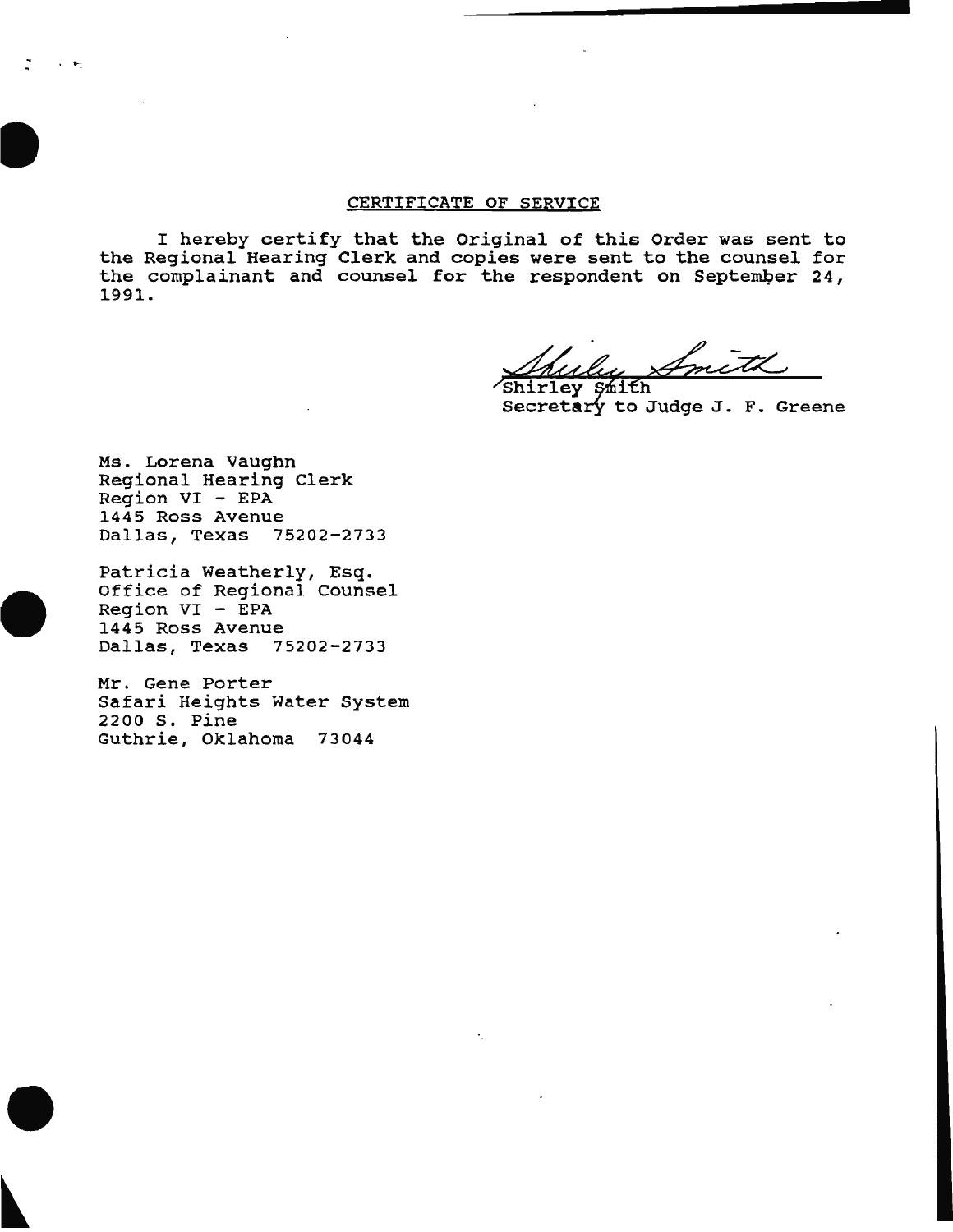## CERTIFICATE OF SERVICE

I hereby certify that the Original of this Order was sent to the Regional Hearing Clerk and copies were sent to the counsel for the complainant and counsel for the respondent on September 24, 1991.

Shirley Smith
Secretary to Judge J. F. Greene

Ms. Lorena Vaughn
Regional Hearing Clerk
Region VI - EPA
1445 Ross Avenue
Dallas, Texas 75202-2733

Patricia Weatherly, Esq.
Office of Regional Counsel
Region VI - EPA
1445 Ross Avenue
Dallas, Texas 75202-2733

Mr. Gene Porter
Safari Heights Water System
2200 S. Pine
Guthrie, Oklahoma 73044